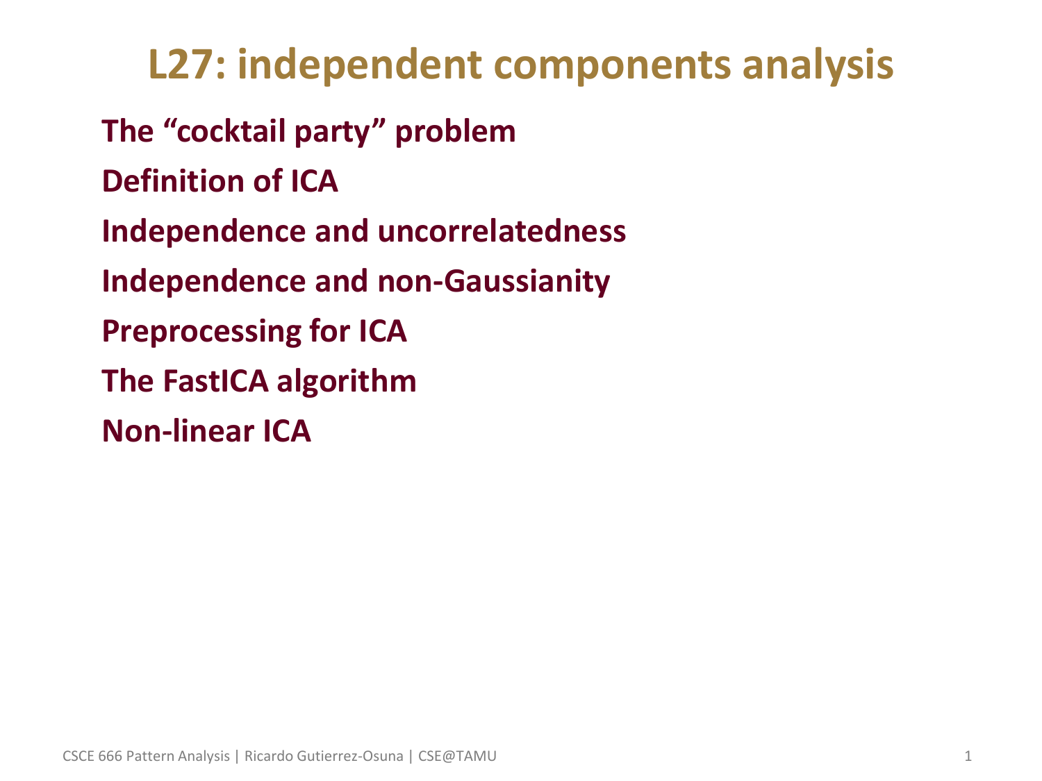# L27: independent components analysis

**The "cocktail party" problem**

**Definition of ICA**

**Independence and uncorrelatedness**

**Independence and non-Gaussianity**

**Preprocessing for ICA**

**The FastICA algorithm**

**Non-linear ICA**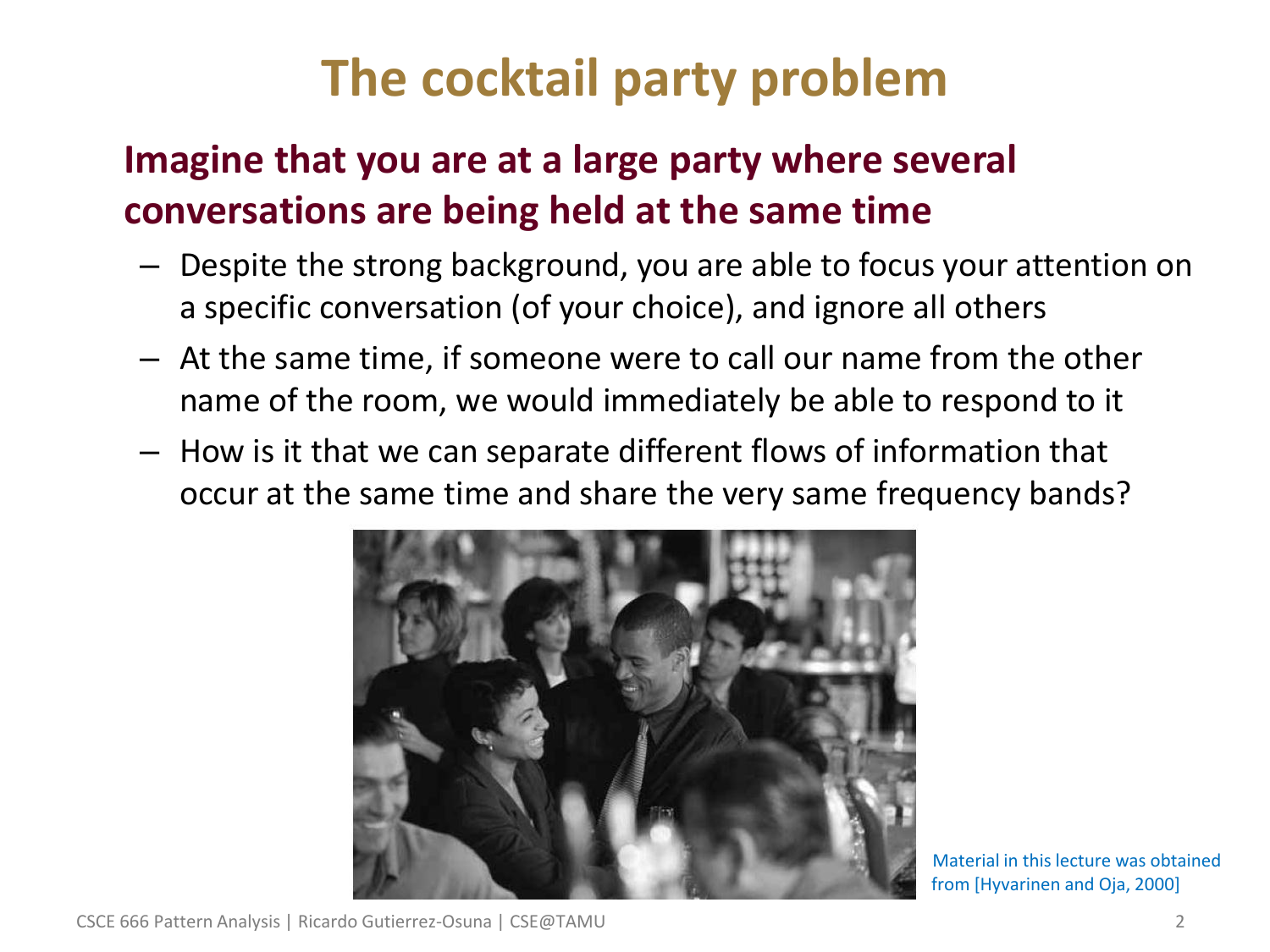# The cocktail party problem

**Imagine that you are at a large party where several conversations are being held at the same time**

- Despite the strong background, you are able to focus your attention on a specific conversation (of your choice), and ignore all others
- At the same time, if someone were to call our name from the other name of the room, we would immediately be able to respond to it
- How is it that we can separate different flows of information that occur at the same time and share the very same frequency bands?

Material in this lecture was obtained from [Hyvarinen and Oja, 2000]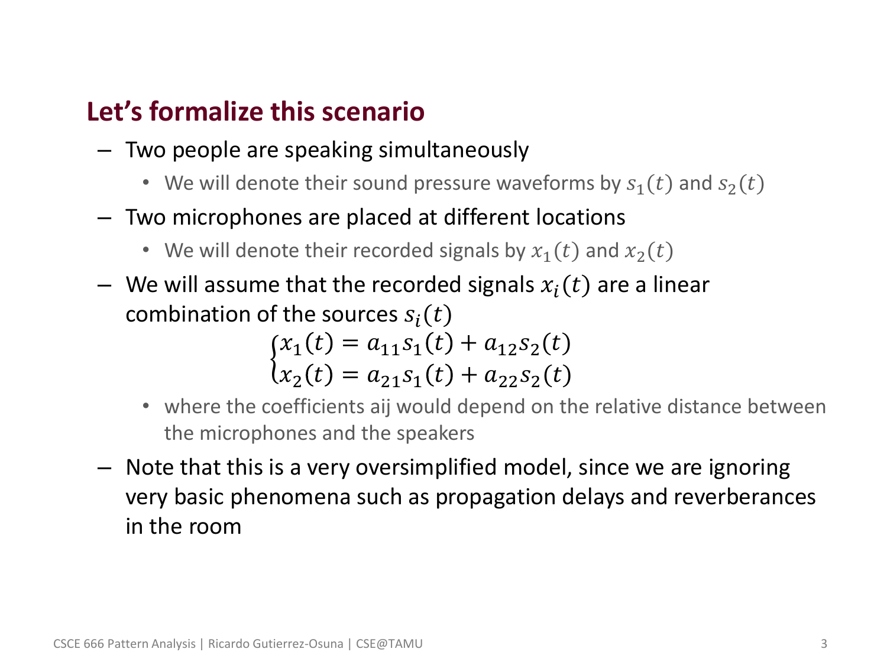## Let's formalize this scenario

- Two people are speaking simultaneously
  - We will denote their sound pressure waveforms by $s_1(t)$ and $s_2(t)$
- Two microphones are placed at different locations
  - We will denote their recorded signals by $x_1(t)$ and $x_2(t)$
- We will assume that the recorded signals $x_i(t)$ are a linear combination of the sources $s_i(t)$

$$\begin{cases} x_1(t) = a_{11}s_1(t) + a_{12}s_2(t) \\ x_2(t) = a_{21}s_1(t) + a_{22}s_2(t) \end{cases}$$

  - where the coefficients aij would depend on the relative distance between the microphones and the speakers
- Note that this is a very oversimplified model, since we are ignoring very basic phenomena such as propagation delays and reverberances in the room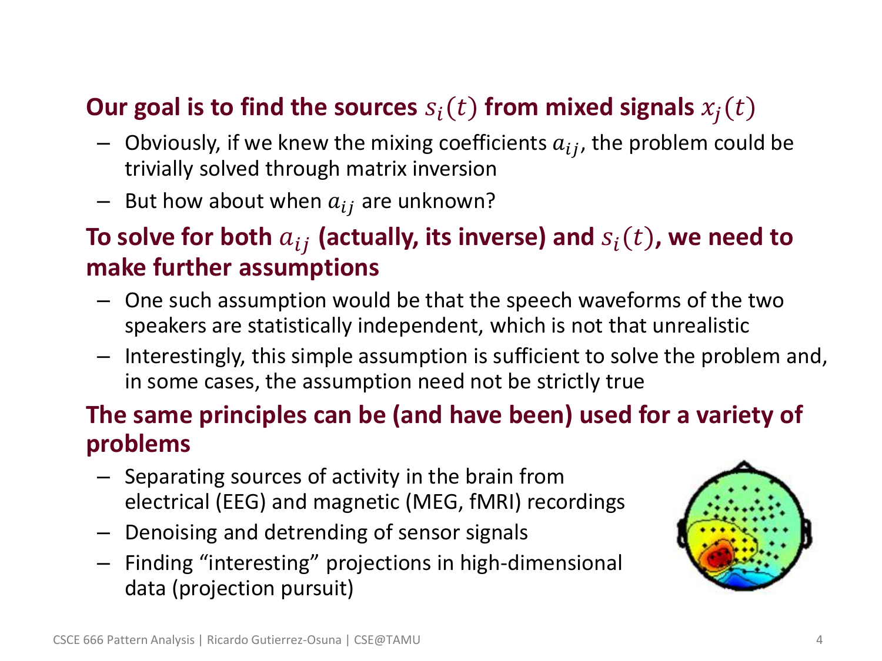- **Our goal is to find the sources $s_i(t)$ from mixed signals $x_j(t)$**
  - Obviously, if we knew the mixing coefficients $a_{ij}$, the problem could be trivially solved through matrix inversion
  - But how about when $a_{ij}$ are unknown?
- **To solve for both $a_{ij}$ (actually, its inverse) and $s_i(t)$, we need to make further assumptions**
  - One such assumption would be that the speech waveforms of the two speakers are statistically independent, which is not that unrealistic
  - Interestingly, this simple assumption is sufficient to solve the problem and, in some cases, the assumption need not be strictly true
- **The same principles can be (and have been) used for a variety of problems**
  - Separating sources of activity in the brain from electrical (EEG) and magnetic (MEG, fMRI) recordings
  - Denoising and detrending of sensor signals
  - Finding "interesting" projections in high-dimensional data (projection pursuit)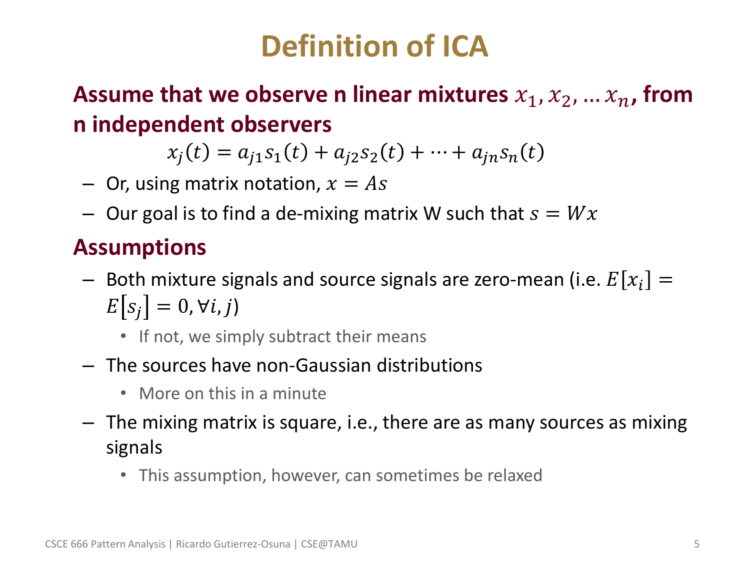# Definition of ICA

**Assume that we observe n linear mixtures $x_1, x_2, \dots x_n$, from n independent observers**

$$x_j(t) = a_{j1}s_1(t) + a_{j2}s_2(t) + \cdots + a_{jn}s_n(t)$$

- Or, using matrix notation, $x = As$
- Our goal is to find a de-mixing matrix W such that $s = Wx$

## Assumptions

- Both mixture signals and source signals are zero-mean (i.e. $E[x_i] = E[s_j] = 0, \forall i, j$)
  - If not, we simply subtract their means
- The sources have non-Gaussian distributions
  - More on this in a minute
- The mixing matrix is square, i.e., there are as many sources as mixing signals
  - This assumption, however, can sometimes be relaxed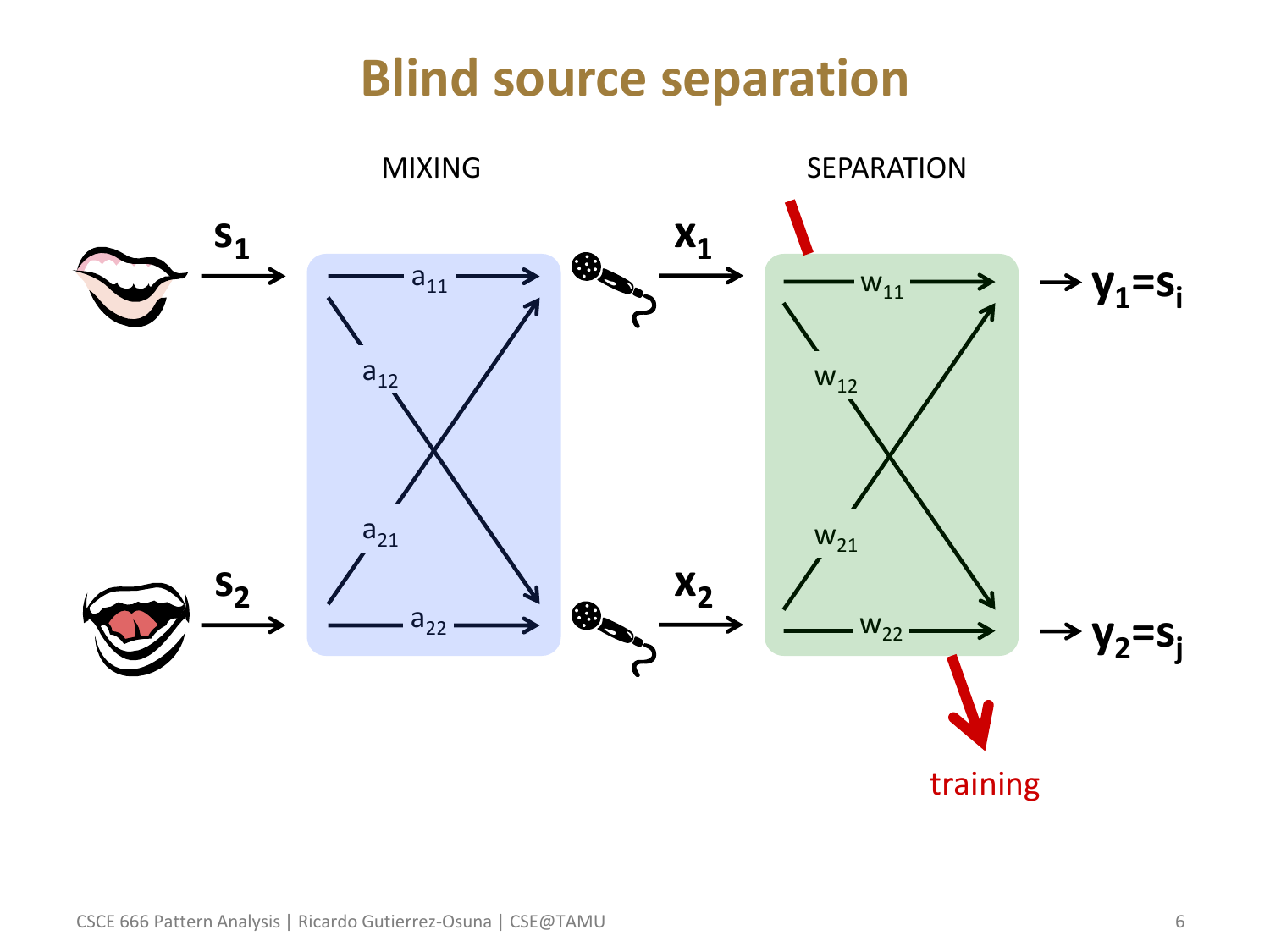# Blind source separation

MIXING

SEPARATION

$s_1$ → $a_{11}$, $a_{12}$ → $x_1$ → $w_{11}$, $w_{12}$ → $y_1 = s_i$

$s_2$ → $a_{21}$, $a_{22}$ → $x_2$ → $w_{21}$, $w_{22}$ → $y_2 = s_j$

training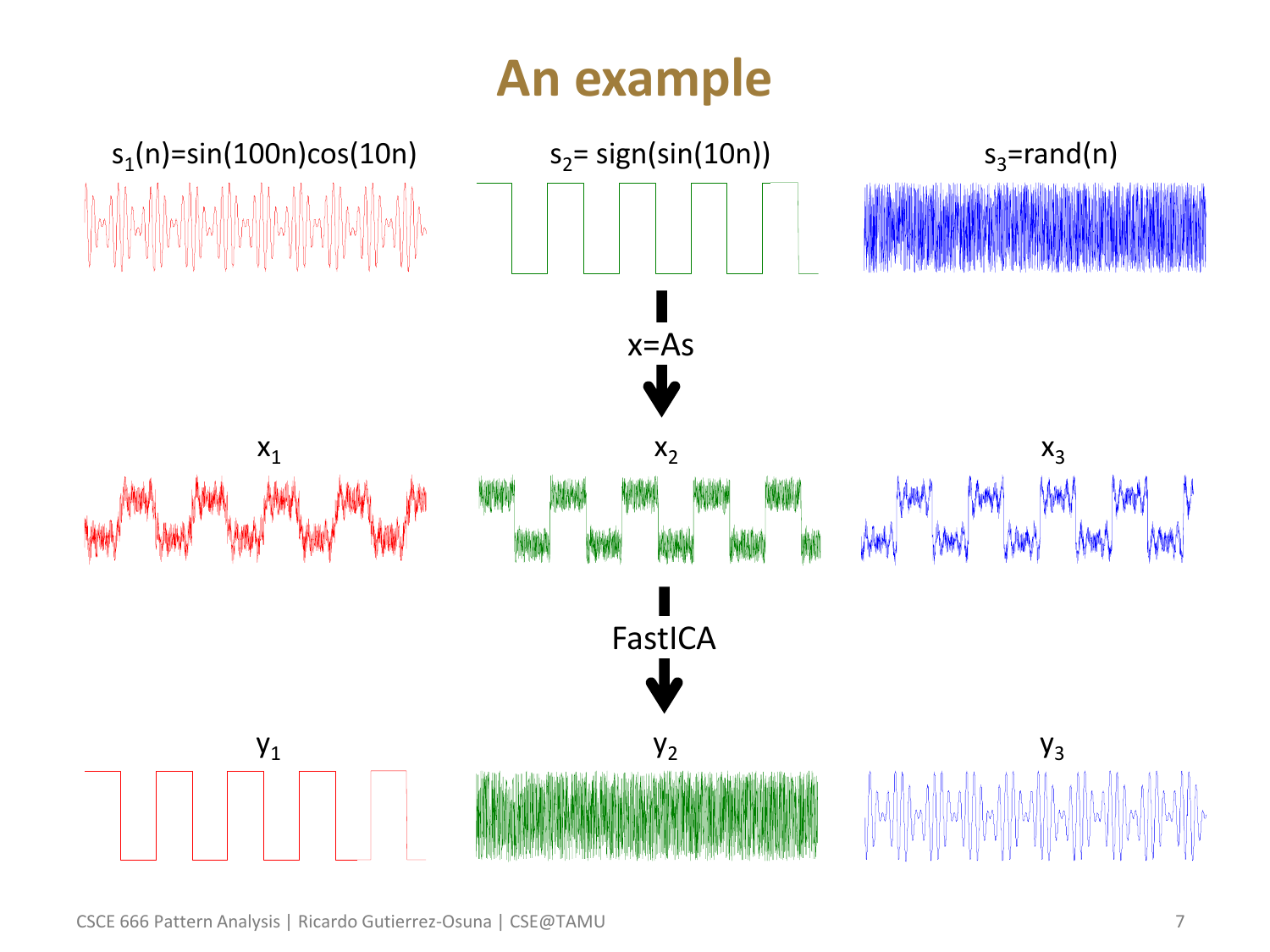# An example

$s_1(n)=\sin(100n)\cos(10n)$

$s_2= \text{sign}(\sin(10n))$

$s_3=\text{rand}(n)$

$x=As$

$x_1$

$x_2$

$x_3$

FastICA

$y_1$

$y_2$

$y_3$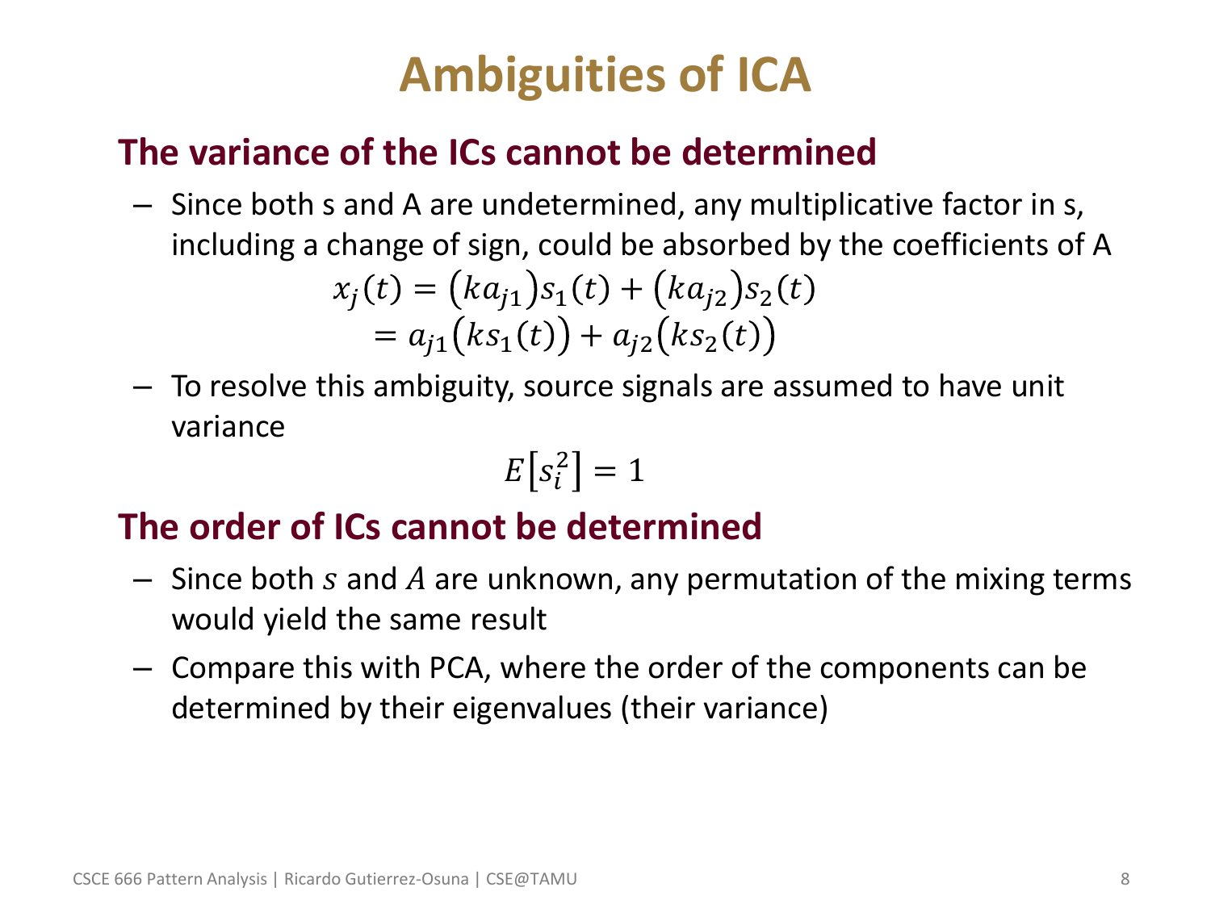# Ambiguities of ICA

## The variance of the ICs cannot be determined

- Since both s and A are undetermined, any multiplicative factor in s, including a change of sign, could be absorbed by the coefficients of A

$$
\begin{aligned}
x_j(t) &= \left(ka_{j1}\right)s_1(t) + \left(ka_{j2}\right)s_2(t) \\
&= a_{j1}\left(ks_1(t)\right) + a_{j2}\left(ks_2(t)\right)
\end{aligned}
$$

- To resolve this ambiguity, source signals are assumed to have unit variance

$$E\left[s_i^2\right] = 1$$

## The order of ICs cannot be determined

- Since both $s$ and $A$ are unknown, any permutation of the mixing terms would yield the same result
- Compare this with PCA, where the order of the components can be determined by their eigenvalues (their variance)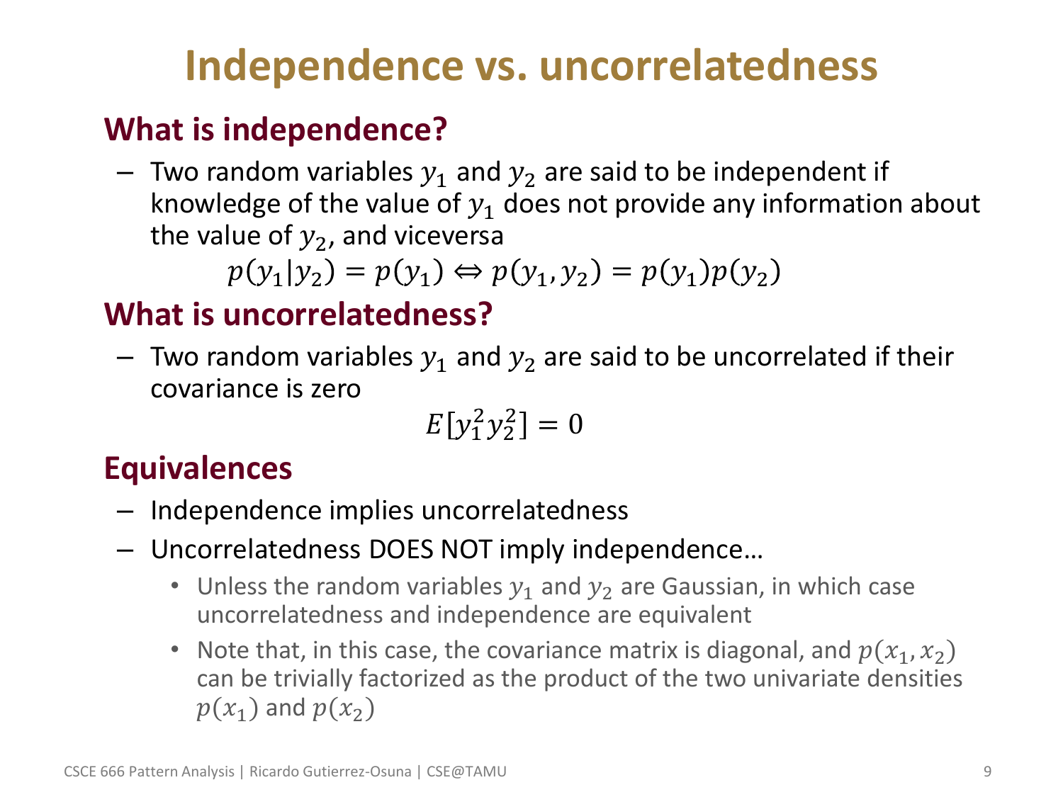# Independence vs. uncorrelatedness

## What is independence?

- Two random variables $y_1$ and $y_2$ are said to be independent if knowledge of the value of $y_1$ does not provide any information about the value of $y_2$, and viceversa

$$p(y_1|y_2) = p(y_1) \Leftrightarrow p(y_1, y_2) = p(y_1)p(y_2)$$

## What is uncorrelatedness?

- Two random variables $y_1$ and $y_2$ are said to be uncorrelated if their covariance is zero

$$E[y_1^2 y_2^2] = 0$$

## Equivalences

- Independence implies uncorrelatedness
- Uncorrelatedness DOES NOT imply independence…
  - Unless the random variables $y_1$ and $y_2$ are Gaussian, in which case uncorrelatedness and independence are equivalent
  - Note that, in this case, the covariance matrix is diagonal, and $p(x_1, x_2)$ can be trivially factorized as the product of the two univariate densities $p(x_1)$ and $p(x_2)$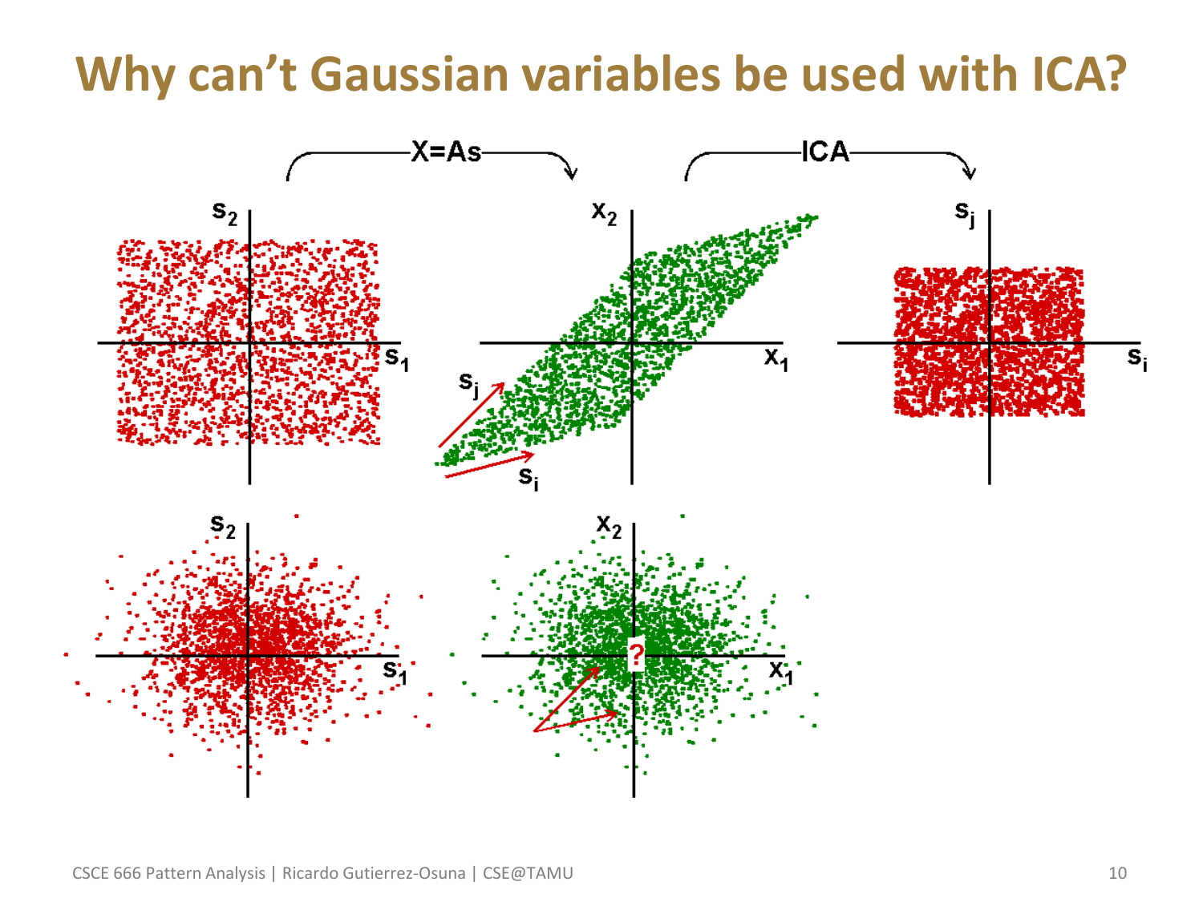# Why can't Gaussian variables be used with ICA?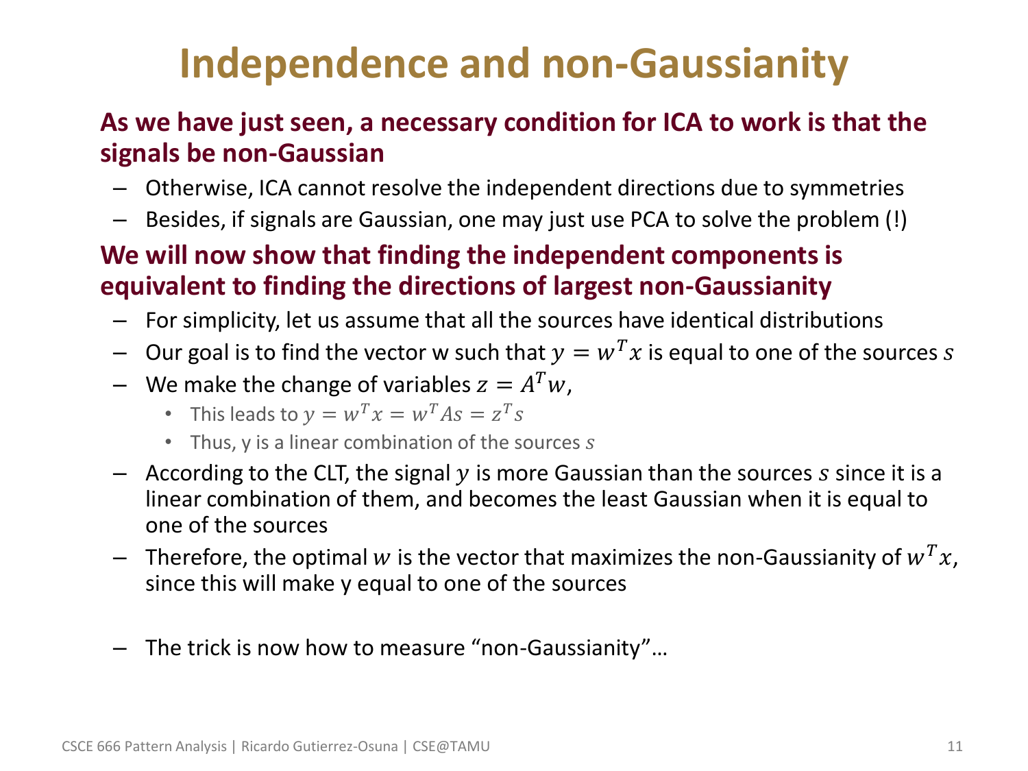# Independence and non-Gaussianity

**As we have just seen, a necessary condition for ICA to work is that the signals be non-Gaussian**

- Otherwise, ICA cannot resolve the independent directions due to symmetries
- Besides, if signals are Gaussian, one may just use PCA to solve the problem (!)

**We will now show that finding the independent components is equivalent to finding the directions of largest non-Gaussianity**

- For simplicity, let us assume that all the sources have identical distributions
- Our goal is to find the vector w such that $y = w^T x$ is equal to one of the sources $s$
- We make the change of variables $z = A^T w$,
  - This leads to $y = w^T x = w^T A s = z^T s$
  - Thus, y is a linear combination of the sources $s$
- According to the CLT, the signal $y$ is more Gaussian than the sources $s$ since it is a linear combination of them, and becomes the least Gaussian when it is equal to one of the sources
- Therefore, the optimal $w$ is the vector that maximizes the non-Gaussianity of $w^T x$, since this will make y equal to one of the sources
- The trick is now how to measure "non-Gaussianity"…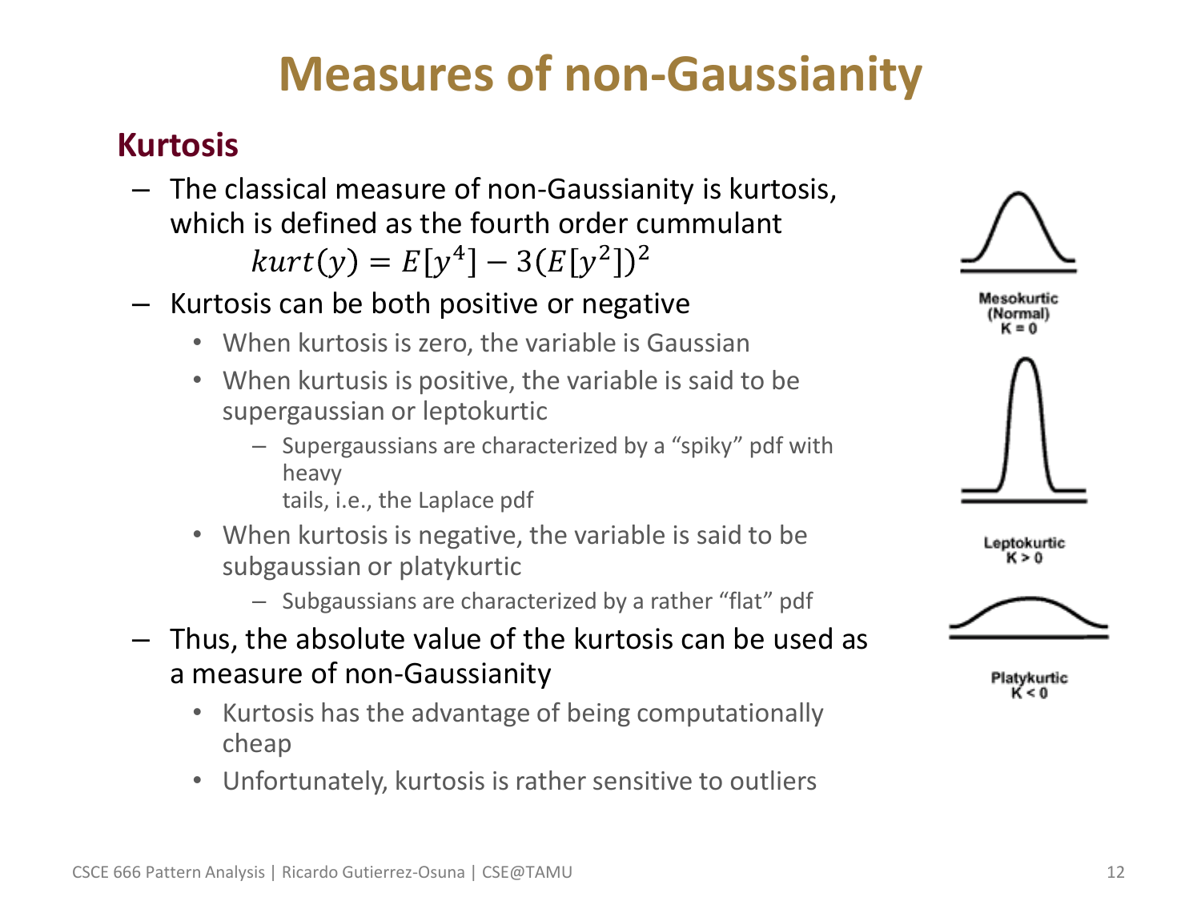# Measures of non-Gaussianity

## Kurtosis

- The classical measure of non-Gaussianity is kurtosis, which is defined as the fourth order cummulant

$$kurt(y) = E[y^4] - 3(E[y^2])^2$$

- Kurtosis can be both positive or negative
  - When kurtosis is zero, the variable is Gaussian
  - When kurtusis is positive, the variable is said to be supergaussian or leptokurtic
    - Supergaussians are characterized by a "spiky" pdf with heavy tails, i.e., the Laplace pdf
  - When kurtosis is negative, the variable is said to be subgaussian or platykurtic
    - Subgaussians are characterized by a rather "flat" pdf
- Thus, the absolute value of the kurtosis can be used as a measure of non-Gaussianity
  - Kurtosis has the advantage of being computationally cheap
  - Unfortunately, kurtosis is rather sensitive to outliers

Mesokurtic (Normal) K = 0

Leptokurtic K > 0

Platykurtic K < 0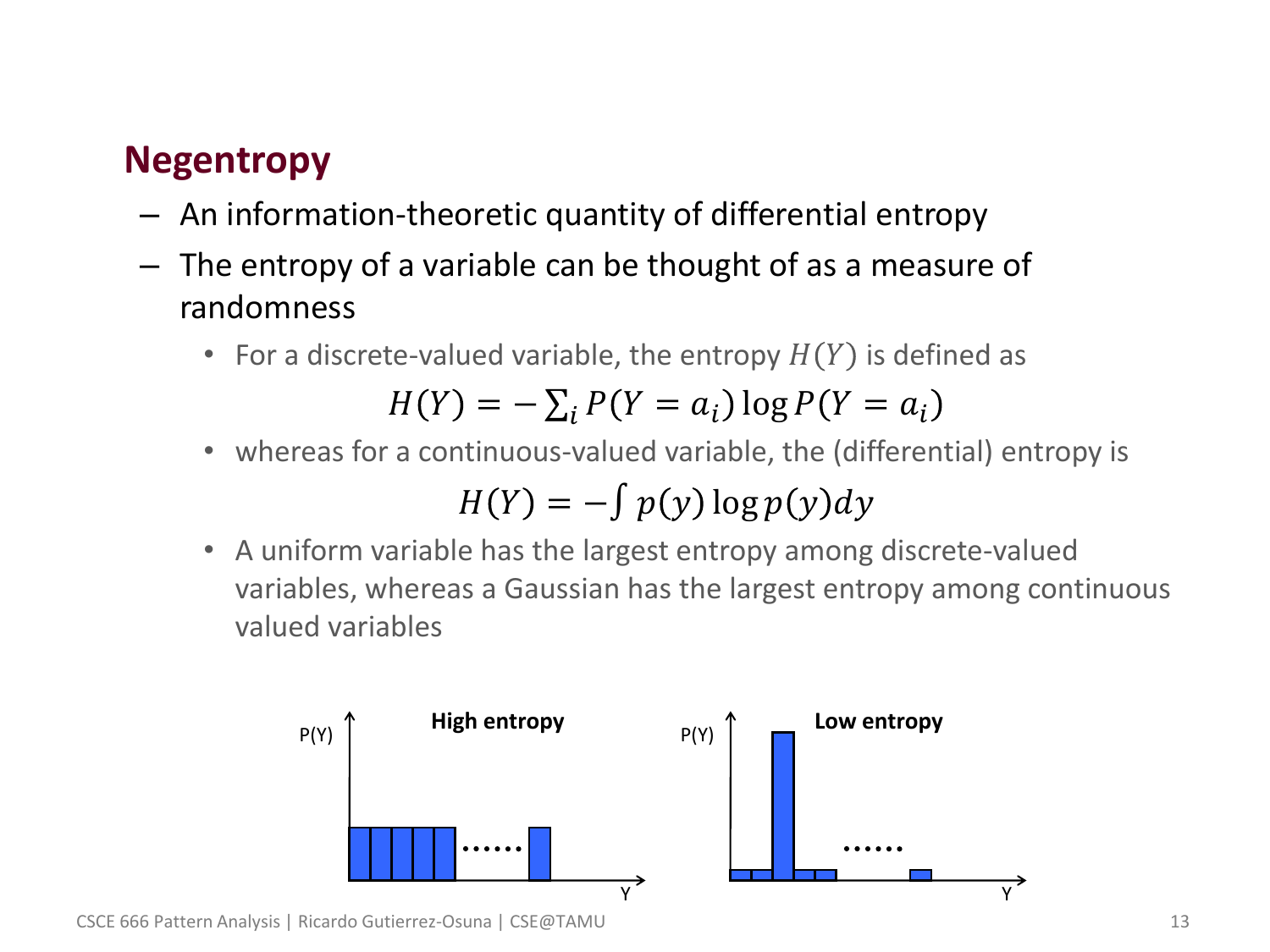## Negentropy

- An information-theoretic quantity of differential entropy
- The entropy of a variable can be thought of as a measure of randomness
  - For a discrete-valued variable, the entropy $H(Y)$ is defined as

$$H(Y) = -\sum_i P(Y = a_i) \log P(Y = a_i)$$

  - whereas for a continuous-valued variable, the (differential) entropy is

$$H(Y) = -\int p(y) \log p(y) dy$$

  - A uniform variable has the largest entropy among discrete-valued variables, whereas a Gaussian has the largest entropy among continuous valued variables

P(Y) **High entropy** …… Y

P(Y) **Low entropy** …… Y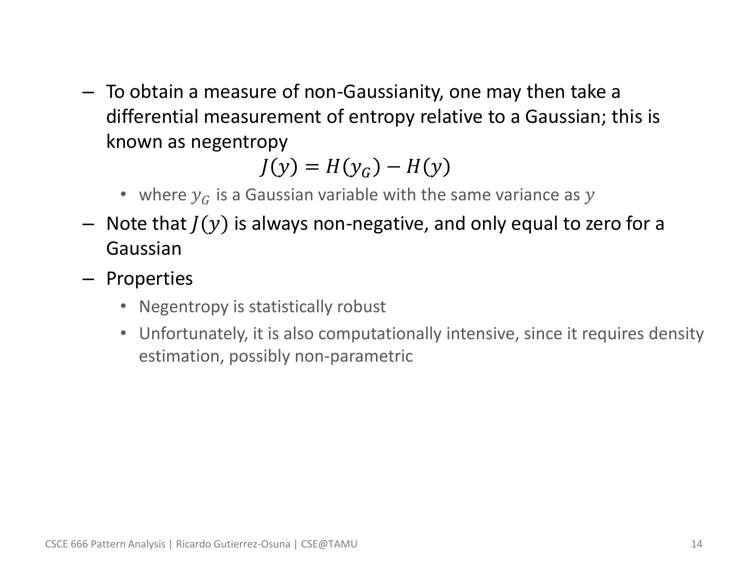- To obtain a measure of non-Gaussianity, one may then take a differential measurement of entropy relative to a Gaussian; this is known as negentropy

$$J(y) = H(y_G) - H(y)$$

  - where $y_G$ is a Gaussian variable with the same variance as $y$

- Note that $J(y)$ is always non-negative, and only equal to zero for a Gaussian
- Properties
  - Negentropy is statistically robust
  - Unfortunately, it is also computationally intensive, since it requires density estimation, possibly non-parametric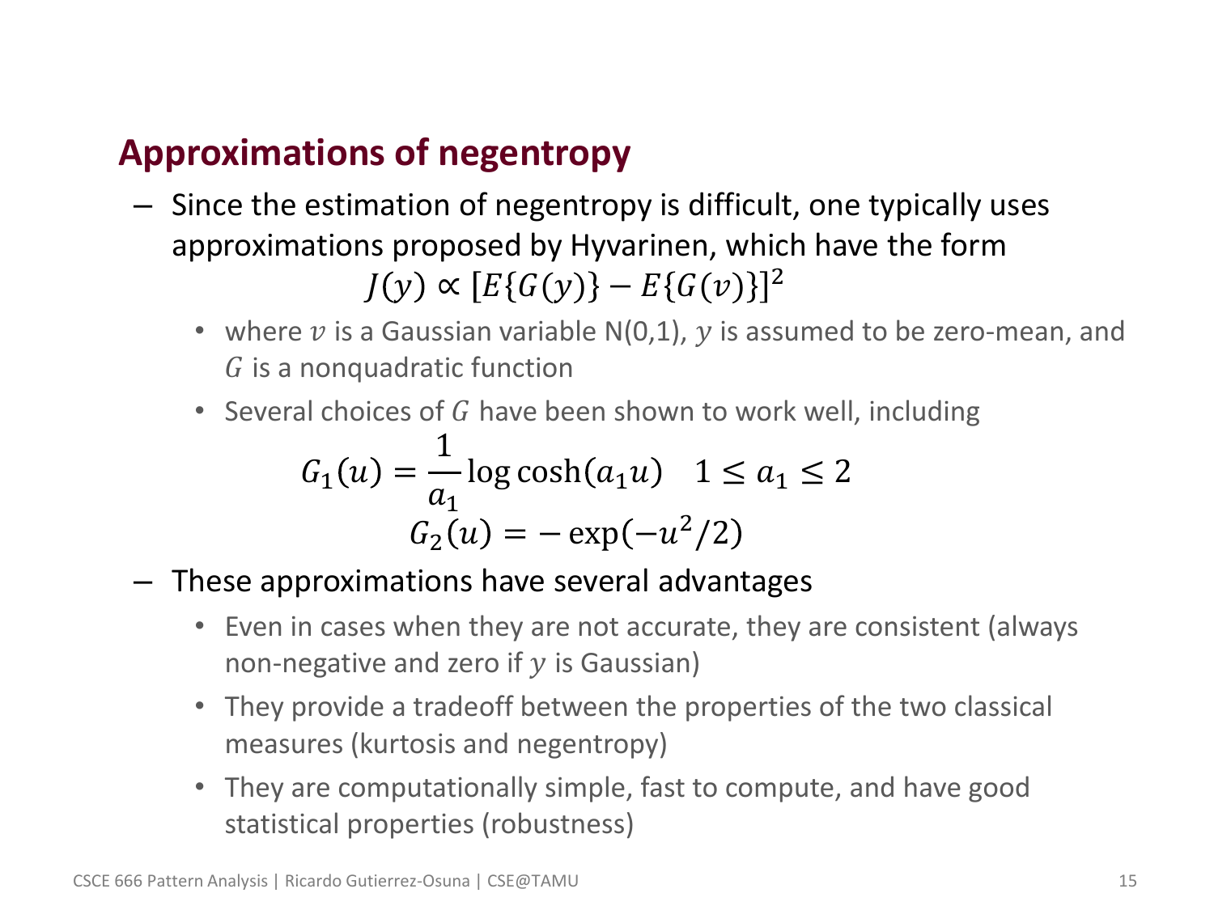## Approximations of negentropy

- Since the estimation of negentropy is difficult, one typically uses approximations proposed by Hyvarinen, which have the form

$$J(y) \propto [E\{G(y)\} - E\{G(v)\}]^2$$

  - where $v$ is a Gaussian variable N(0,1), $y$ is assumed to be zero-mean, and $G$ is a nonquadratic function
  - Several choices of $G$ have been shown to work well, including

$$G_1(u) = \frac{1}{a_1} \log\cosh(a_1 u) \quad 1 \leq a_1 \leq 2$$

$$G_2(u) = -\exp(-u^2/2)$$

- These approximations have several advantages
  - Even in cases when they are not accurate, they are consistent (always non-negative and zero if $y$ is Gaussian)
  - They provide a tradeoff between the properties of the two classical measures (kurtosis and negentropy)
  - They are computationally simple, fast to compute, and have good statistical properties (robustness)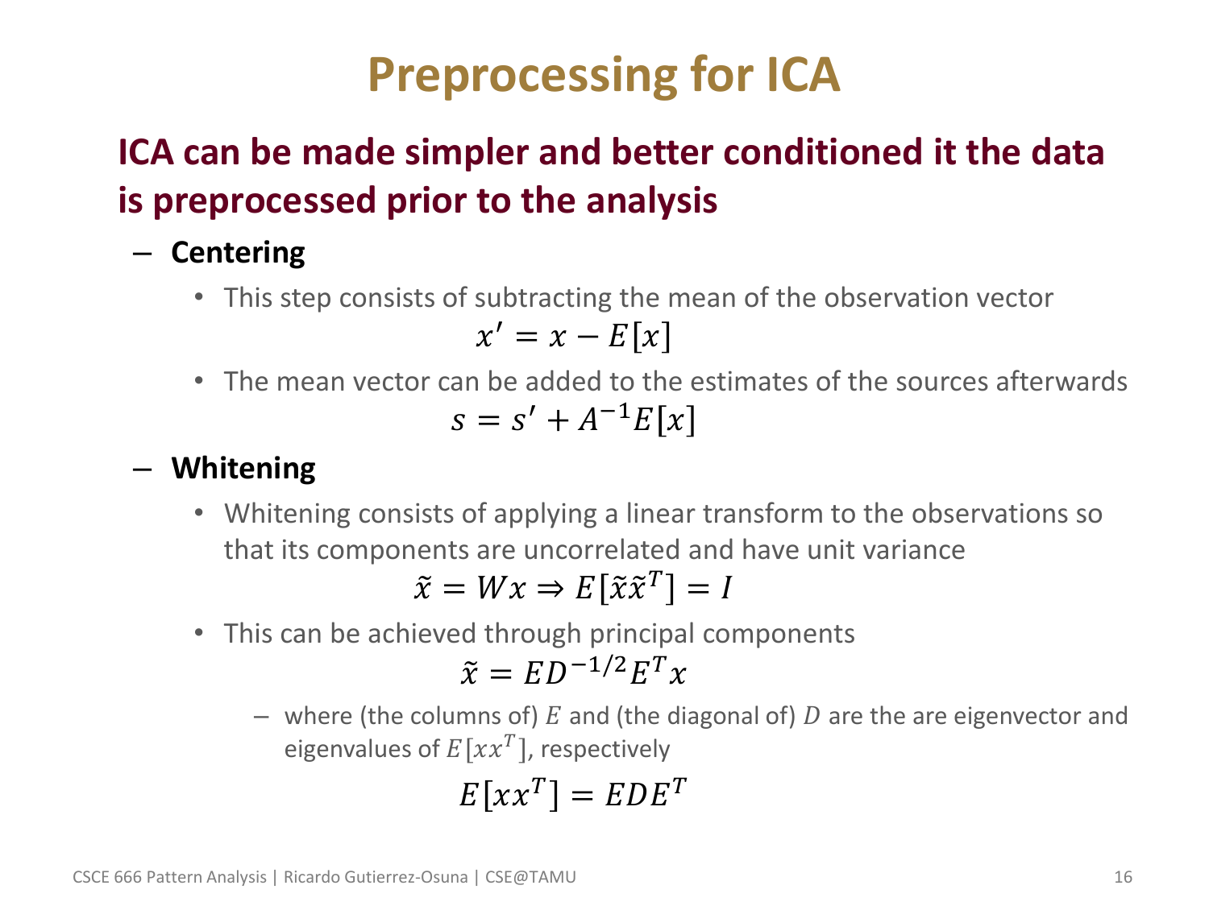# Preprocessing for ICA

## ICA can be made simpler and better conditioned it the data is preprocessed prior to the analysis

- **Centering**
  - This step consists of subtracting the mean of the observation vector

    $$x' = x - E[x]$$

  - The mean vector can be added to the estimates of the sources afterwards

    $$s = s' + A^{-1}E[x]$$

- **Whitening**
  - Whitening consists of applying a linear transform to the observations so that its components are uncorrelated and have unit variance

    $$\tilde{x} = Wx \Rightarrow E[\tilde{x}\tilde{x}^T] = I$$

  - This can be achieved through principal components

    $$\tilde{x} = ED^{-1/2}E^T x$$

    - where (the columns of) $E$ and (the diagonal of) $D$ are the are eigenvector and eigenvalues of $E[xx^T]$, respectively

    $$E[xx^T] = EDE^T$$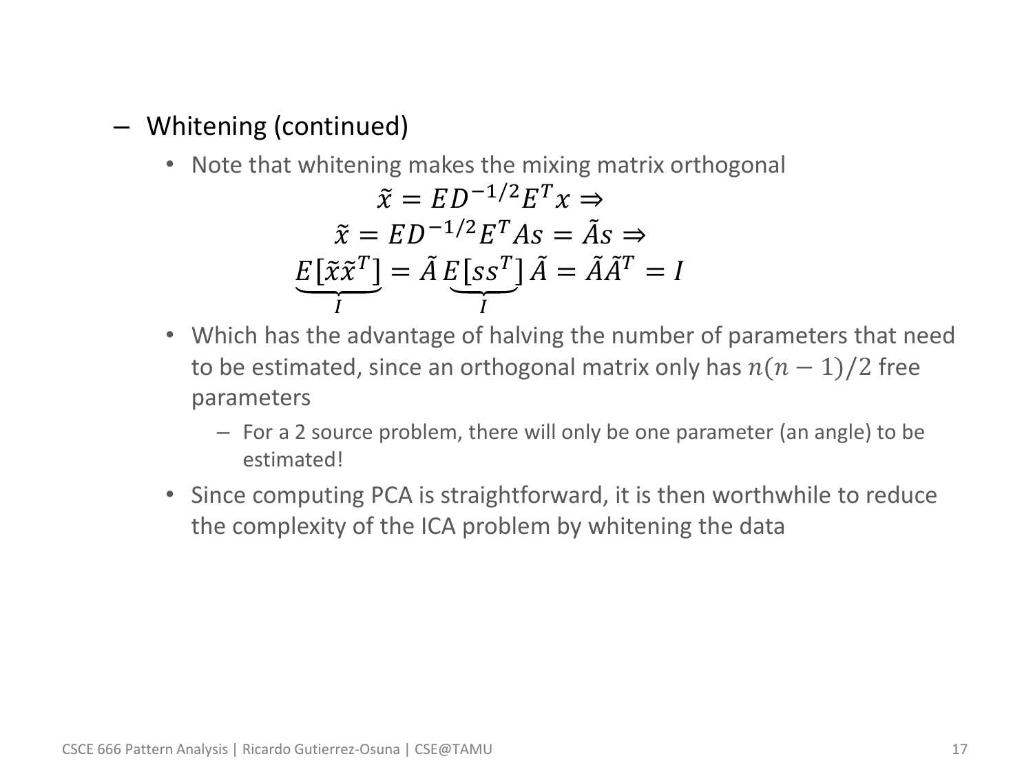- Whitening (continued)
  - Note that whitening makes the mixing matrix orthogonal

$$\tilde{x} = ED^{-1/2}E^T x \Rightarrow$$
$$\tilde{x} = ED^{-1/2}E^T As = \tilde{A}s \Rightarrow$$
$$\underbrace{E[\tilde{x}\tilde{x}^T]}_{I} = \tilde{A}\underbrace{E[ss^T]}_{I}\tilde{A} = \tilde{A}\tilde{A}^T = I$$

  - Which has the advantage of halving the number of parameters that need to be estimated, since an orthogonal matrix only has $n(n-1)/2$ free parameters
    - For a 2 source problem, there will only be one parameter (an angle) to be estimated!
  - Since computing PCA is straightforward, it is then worthwhile to reduce the complexity of the ICA problem by whitening the data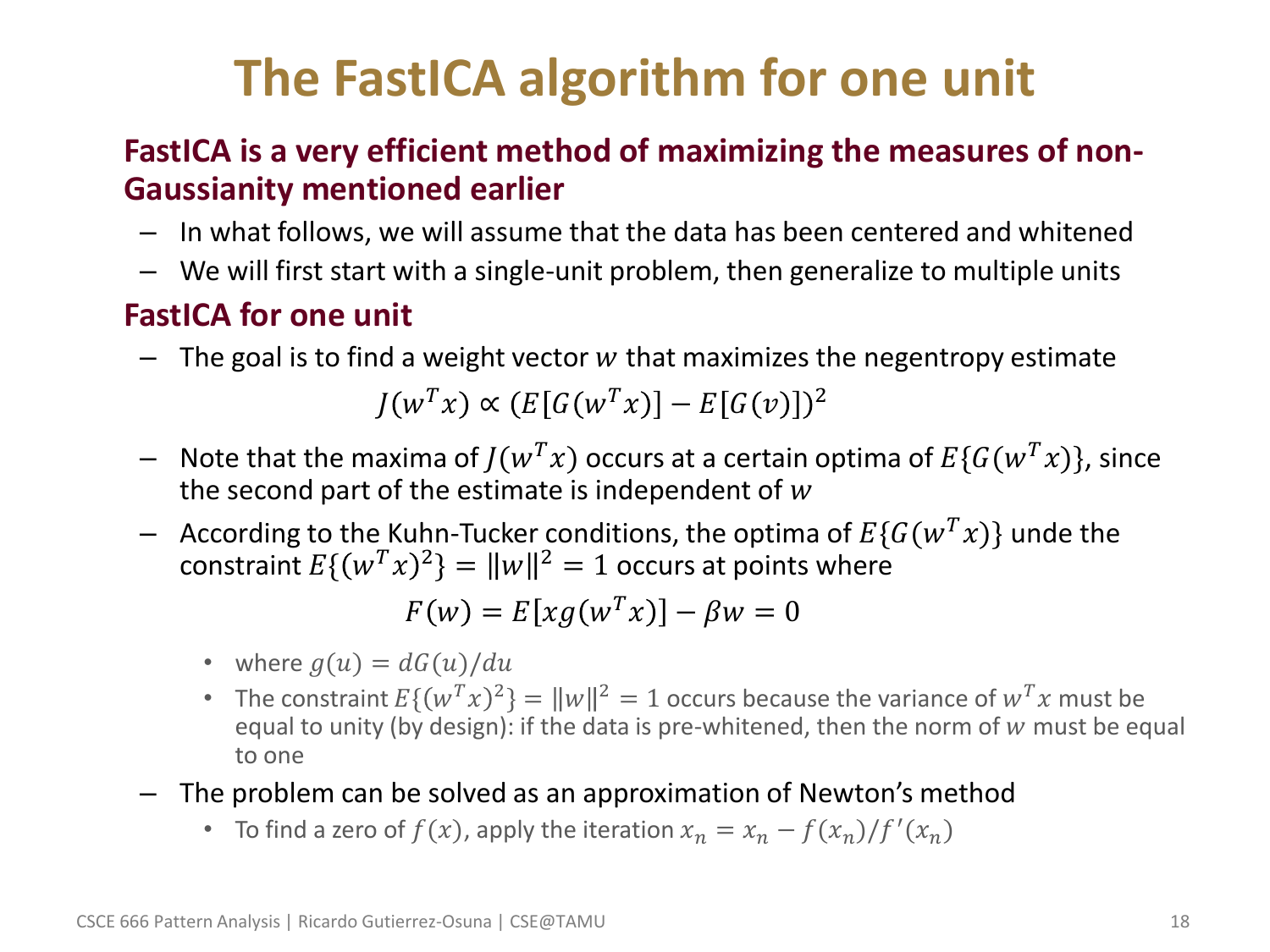# The FastICA algorithm for one unit

**FastICA is a very efficient method of maximizing the measures of non-Gaussianity mentioned earlier**

- In what follows, we will assume that the data has been centered and whitened
- We will first start with a single-unit problem, then generalize to multiple units

**FastICA for one unit**

- The goal is to find a weight vector $w$ that maximizes the negentropy estimate

$$J(w^T x) \propto (E[G(w^T x)] - E[G(v)])^2$$

- Note that the maxima of $J(w^T x)$ occurs at a certain optima of $E\{G(w^T x)\}$, since the second part of the estimate is independent of $w$
- According to the Kuhn-Tucker conditions, the optima of $E\{G(w^T x)\}$ unde the constraint $E\{(w^T x)^2\} = \|w\|^2 = 1$ occurs at points where

$$F(w) = E[xg(w^T x)] - \beta w = 0$$

  - where $g(u) = dG(u)/du$
  - The constraint $E\{(w^T x)^2\} = \|w\|^2 = 1$ occurs because the variance of $w^T x$ must be equal to unity (by design): if the data is pre-whitened, then the norm of $w$ must be equal to one
- The problem can be solved as an approximation of Newton's method
  - To find a zero of $f(x)$, apply the iteration $x_n = x_n - f(x_n)/f'(x_n)$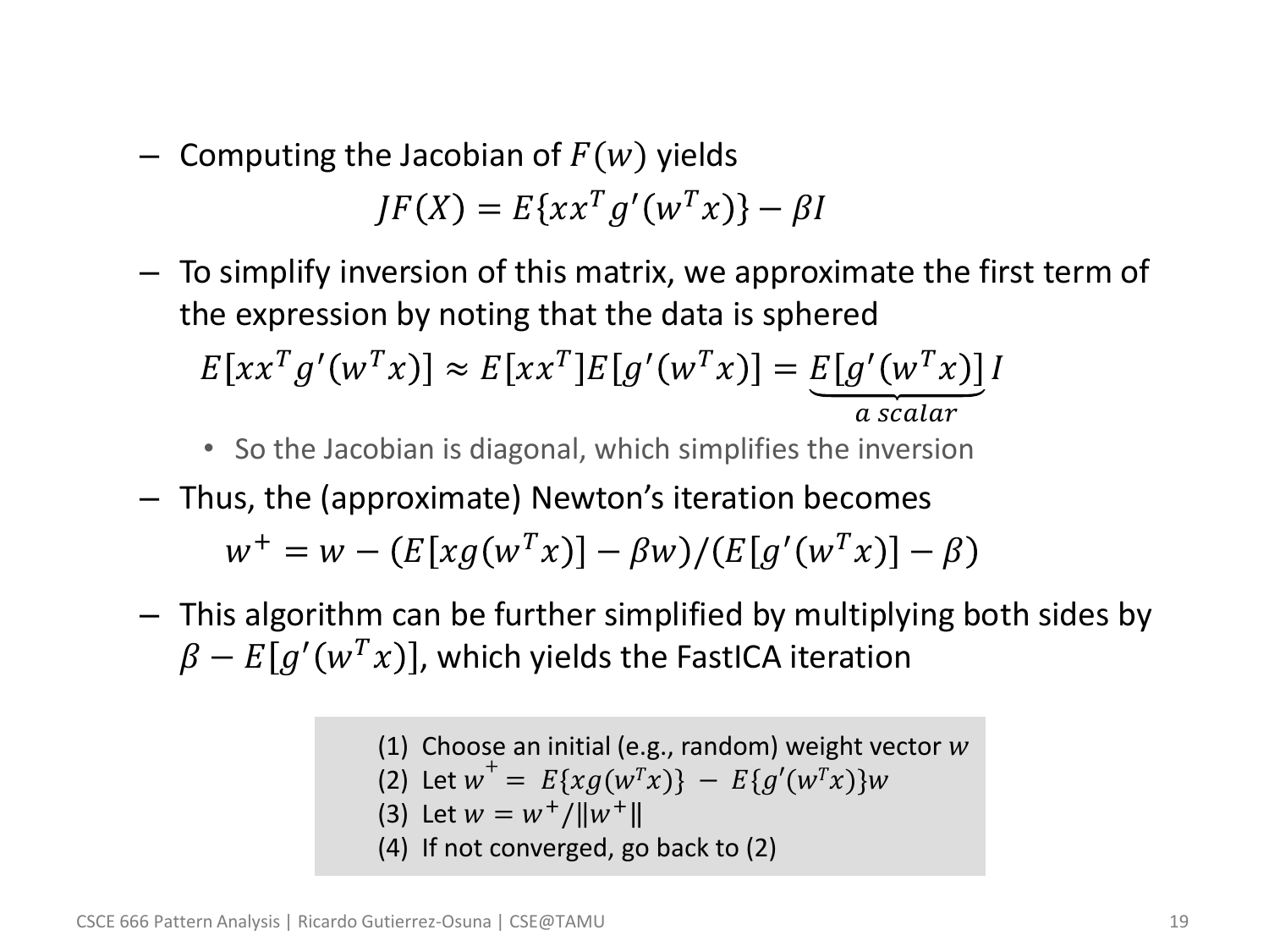- Computing the Jacobian of $F(w)$ yields

$$JF(X) = E\{xx^T g'(w^T x)\} - \beta I$$

- To simplify inversion of this matrix, we approximate the first term of the expression by noting that the data is sphered

$$E[xx^T g'(w^T x)] \approx E[xx^T]E[g'(w^T x)] = \underbrace{E[g'(w^T x)]}_{a\ scalar} I$$

  - So the Jacobian is diagonal, which simplifies the inversion

- Thus, the (approximate) Newton's iteration becomes

$$w^+ = w - (E[xg(w^T x)] - \beta w)/(E[g'(w^T x)] - \beta)$$

- This algorithm can be further simplified by multiplying both sides by $\beta - E[g'(w^T x)]$, which yields the FastICA iteration

(1) Choose an initial (e.g., random) weight vector $w$
(2) Let $w^+ = E\{xg(w^T x)\} - E\{g'(w^T x)\}w$
(3) Let $w = w^+/\|w^+\|$
(4) If not converged, go back to (2)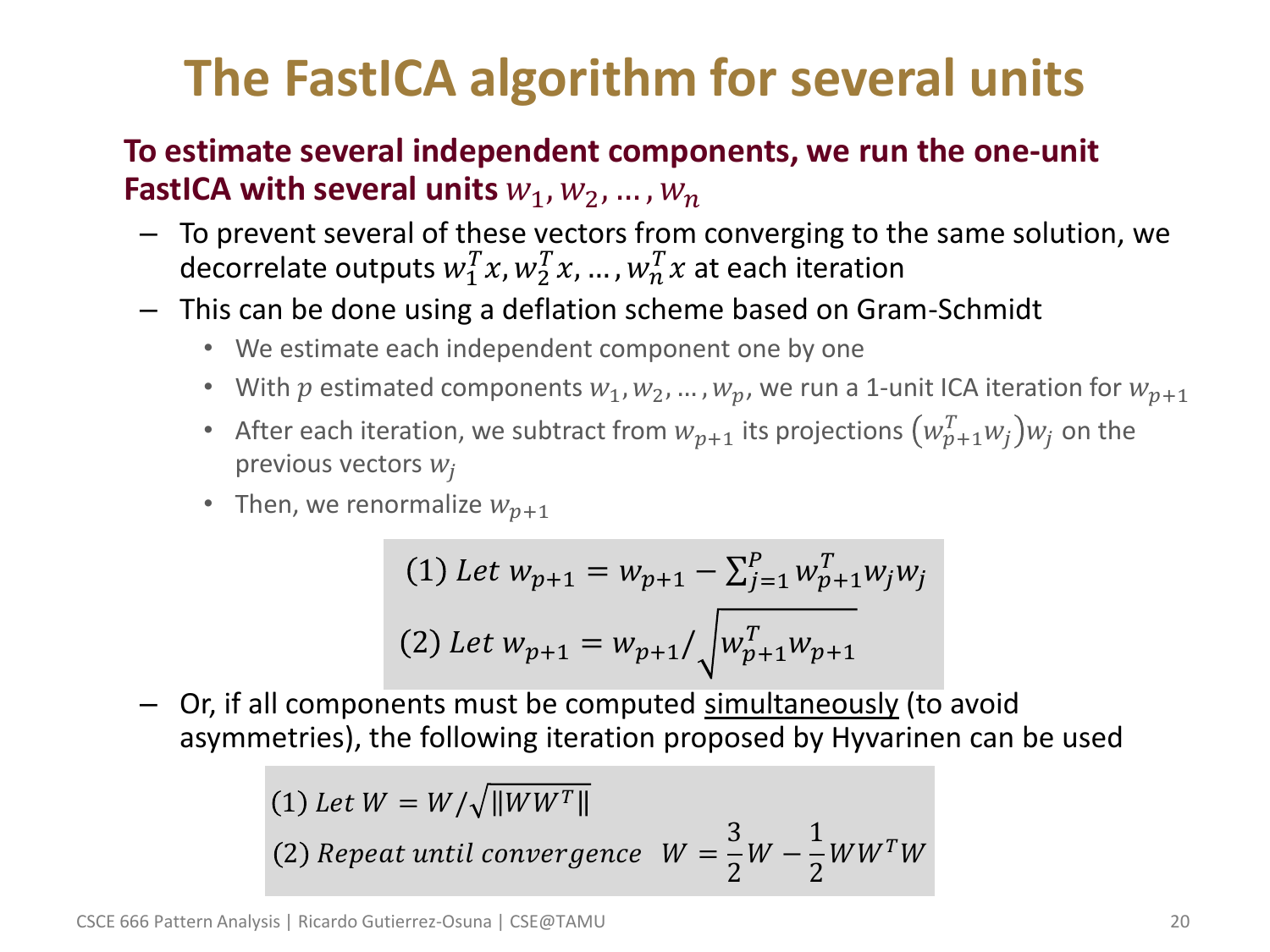# The FastICA algorithm for several units

**To estimate several independent components, we run the one-unit FastICA with several units $w_1, w_2, \dots, w_n$**

- To prevent several of these vectors from converging to the same solution, we decorrelate outputs $w_1^T x, w_2^T x, \dots, w_n^T x$ at each iteration
- This can be done using a deflation scheme based on Gram-Schmidt
  - We estimate each independent component one by one
  - With $p$ estimated components $w_1, w_2, \dots, w_p$, we run a 1-unit ICA iteration for $w_{p+1}$
  - After each iteration, we subtract from $w_{p+1}$ its projections $\left(w_{p+1}^T w_j\right) w_j$ on the previous vectors $w_j$
  - Then, we renormalize $w_{p+1}$

$$(1)\ Let\ w_{p+1} = w_{p+1} - \sum_{j=1}^{P} w_{p+1}^T w_j w_j$$

$$(2)\ Let\ w_{p+1} = w_{p+1} / \sqrt{w_{p+1}^T w_{p+1}}$$

- Or, if all components must be computed <u>simultaneously</u> (to avoid asymmetries), the following iteration proposed by Hyvarinen can be used

$$(1)\ Let\ W = W / \sqrt{\|WW^T\|}$$

$$(2)\ Repeat\ until\ convergence\ \ W = \frac{3}{2} W - \frac{1}{2} W W^T W$$